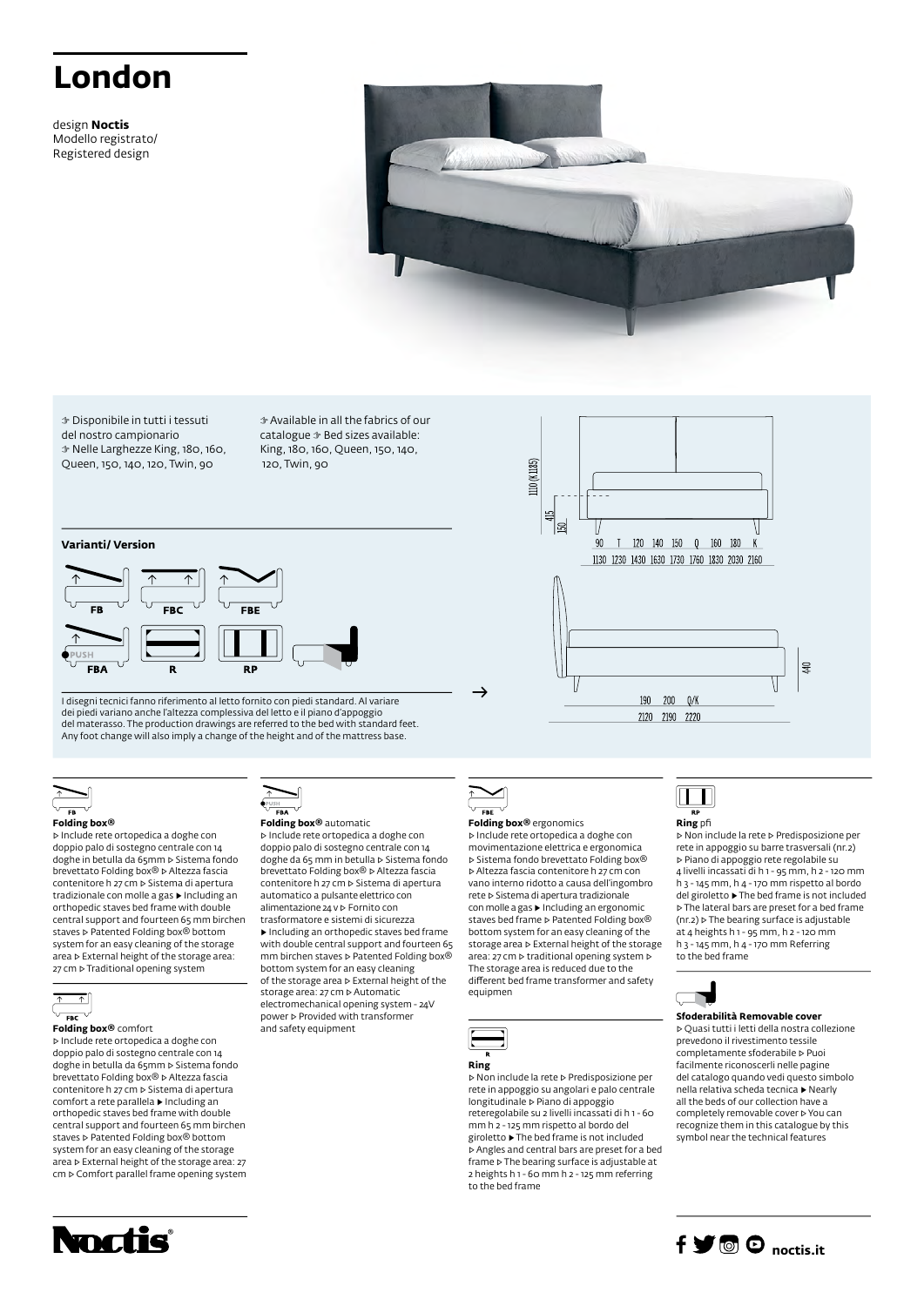# London

design **Noctis**
Modello registrato/
Registered design

⚘ Disponibile in tutti i tessuti del nostro campionario ⚘ Nelle Larghezze King, 180, 160, Queen, 150, 140, 120, Twin, 90

⚘ Available in all the fabrics of our catalogue ⚘ Bed sizes available: King, 180, 160, Queen, 150, 140, 120, Twin, 90

1110 (K 1185)

415

150

| 90 | T | 120 | 140 | 150 | Q | 160 | 180 | K |
|---|---|---|---|---|---|---|---|---|
| 1130 | 1230 | 1430 | 1630 | 1730 | 1760 | 1830 | 2030 | 2160 |

440

| 190 | 200 | Q/K |
|---|---|---|
| 2120 | 2190 | 2220 |

**Varianti/ Version**

FB — FBC — FBE — FBA (PUSH) — R — RP

I disegni tecnici fanno riferimento al letto fornito con piedi standard. Al variare dei piedi variano anche l'altezza complessiva del letto e il piano d'appoggio del materasso. The production drawings are referred to the bed with standard feet. Any foot change will also imply a change of the height and of the mattress base.

**FB**

**Folding box®**
▹ Include rete ortopedica a doghe con doppio palo di sostegno centrale con 14 doghe in betulla da 65mm ▹ Sistema fondo brevettato Folding box® ▹ Altezza fascia contenitore h 27 cm ▹ Sistema di apertura tradizionale con molle a gas ▸ Including an orthopedic staves bed frame with double central support and fourteen 65 mm birchen staves ▹ Patented Folding box® bottom system for an easy cleaning of the storage area ▹ External height of the storage area: 27 cm ▹ Traditional opening system

**FBC**

**Folding box®** comfort
▹ Include rete ortopedica a doghe con doppio palo di sostegno centrale con 14 doghe in betulla da 65mm ▹ Sistema fondo brevettato Folding box® ▹ Altezza fascia contenitore h 27 cm ▹ Sistema di apertura comfort a rete parallela ▸ Including an orthopedic staves bed frame with double central support and fourteen 65 mm birchen staves ▹ Patented Folding box® bottom system for an easy cleaning of the storage area ▹ External height of the storage area: 27 cm ▹ Comfort parallel frame opening system

**FBA**

**Folding box®** automatic
▹ Include rete ortopedica a doghe con doppio palo di sostegno centrale con 14 doghe da 65 mm in betulla ▹ Sistema fondo brevettato Folding box® ▹ Altezza fascia contenitore h 27 cm ▹ Sistema di apertura automatico a pulsante elettrico con alimentazione 24 v ▹ Fornito con trasformatore e sistemi di sicurezza ▸ Including an orthopedic staves bed frame with double central support and fourteen 65 mm birchen staves ▹ Patented Folding box® bottom system for an easy cleaning of the storage area ▹ External height of the storage area: 27 cm ▹ Automatic electromechanical opening system - 24V power ▹ Provided with transformer and safety equipment

**FBE**

**Folding box®** ergonomics
▹ Include rete ortopedica a doghe con movimentazione elettrica e ergonomica ▹ Sistema fondo brevettato Folding box® ▹ Altezza fascia contenitore h 27 cm con vano interno ridotto a causa dell'ingombro rete ▹ Sistema di apertura tradizionale con molle a gas ▸ Including an ergonomic staves bed frame ▹ Patented Folding box® bottom system for an easy cleaning of the storage area ▹ External height of the storage area: 27 cm ▹ traditional opening system ▹ The storage area is reduced due to the different bed frame transformer and safety equipmen

**R**

**Ring**
▹ Non include la rete ▹ Predisposizione per rete in appoggio su angolari e palo centrale longitudinale ▹ Piano di appoggio reteregolabile su 2 livelli incassati di h 1 - 60 mm h 2 - 125 mm rispetto al bordo del giroletto ▸ The bed frame is not included ▹ Angles and central bars are preset for a bed frame ▹ The bearing surface is adjustable at 2 heights h 1 - 60 mm h 2 - 125 mm referring to the bed frame

**RP**

**Ring** pfi
▹ Non include la rete ▹ Predisposizione per rete in appoggio su barre trasversali (nr.2) ▹ Piano di appoggio rete regolabile su 4 livelli incassati di h 1 - 95 mm, h 2 - 120 mm h 3 - 145 mm, h 4 - 170 mm rispetto al bordo del giroletto ▸ The bed frame is not included ▹ The lateral bars are preset for a bed frame (nr.2) ▹ The bearing surface is adjustable at 4 heights h 1 - 95 mm, h 2 - 120 mm h 3 - 145 mm, h 4 - 170 mm Referring to the bed frame

**Sfoderabilità Removable cover**
▹ Quasi tutti i letti della nostra collezione prevedono il rivestimento tessile completamente sfoderabile ▹ Puoi facilmente riconoscerli nelle pagine del catalogo quando vedi questo simbolo nella relativa scheda tecnica ▸ Nearly all the beds of our collection have a completely removable cover ▹ You can recognize them in this catalogue by this symbol near the technical features

Noctis®

noctis.it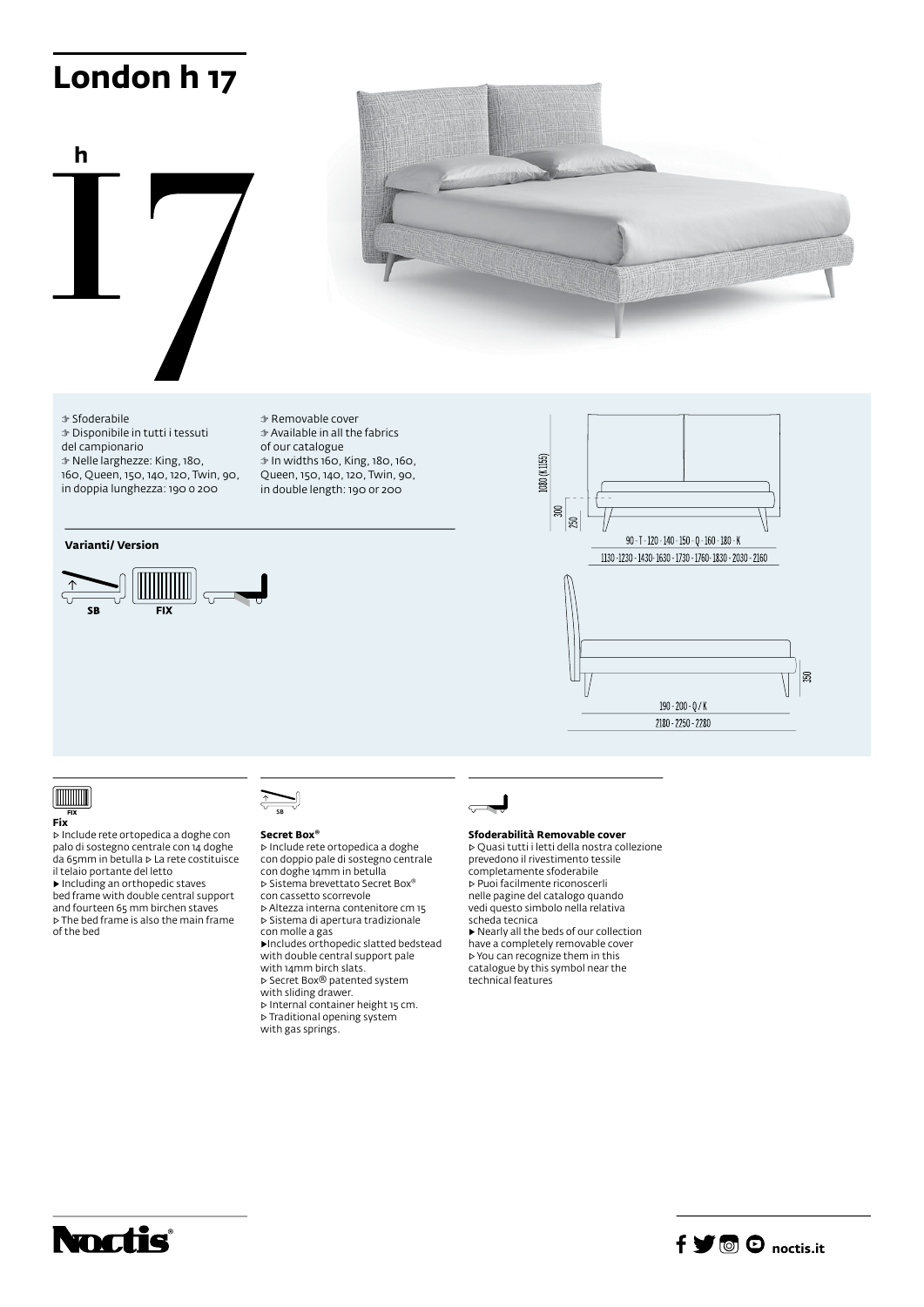# London h 17

h 17

- Sfoderabile
- Disponibile in tutti i tessuti del campionario
- Nelle larghezze: King, 180, 160, Queen, 150, 140, 120, Twin, 90, in doppia lunghezza: 190 o 200

- Removable cover
- Available in all the fabrics of our catalogue
- In widths 160, King, 180, 160, Queen, 150, 140, 120, Twin, 90, in double length: 190 or 200

1080 (K1155)
300
250
90 - T - 120 - 140 - 150 - Q - 160 - 180 - K
1130 -1230 - 1430- 1630 - 1730 - 1760- 1830 - 2030 - 2160

350
190 - 200 - Q / K
2180 - 2250 - 2280

**Varianti/ Version**

SB FIX

FIX
**Fix**

▷ Include rete ortopedica a doghe con palo di sostegno centrale con 14 doghe da 65mm in betulla ▷ La rete costituisce il telaio portante del letto
▶ Including an orthopedic staves bed frame with double central support and fourteen 65 mm birchen staves
▷ The bed frame is also the main frame of the bed

SB
**Secret Box®**

▷ Include rete ortopedica a doghe con doppio pale di sostegno centrale con doghe 14mm in betulla
▷ Sistema brevettato Secret Box® con cassetto scorrevole
▷ Altezza interna contenitore cm 15
▷ Sistema di apertura tradizionale con molle a gas
▶Includes orthopedic slatted bedstead with double central support pale with 14mm birch slats.
▷ Secret Box® patented system with sliding drawer.
▷ Internal container height 15 cm.
▷ Traditional opening system with gas springs.

**Sfoderabilità Removable cover**

▷ Quasi tutti i letti della nostra collezione prevedono il rivestimento tessile completamente sfoderabile
▷ Puoi facilmente riconoscerli nelle pagine del catalogo quando vedi questo simbolo nella relativa scheda tecnica
▶ Nearly all the beds of our collection have a completely removable cover
▷ You can recognize them in this catalogue by this symbol near the technical features

Noctis®

noctis.it